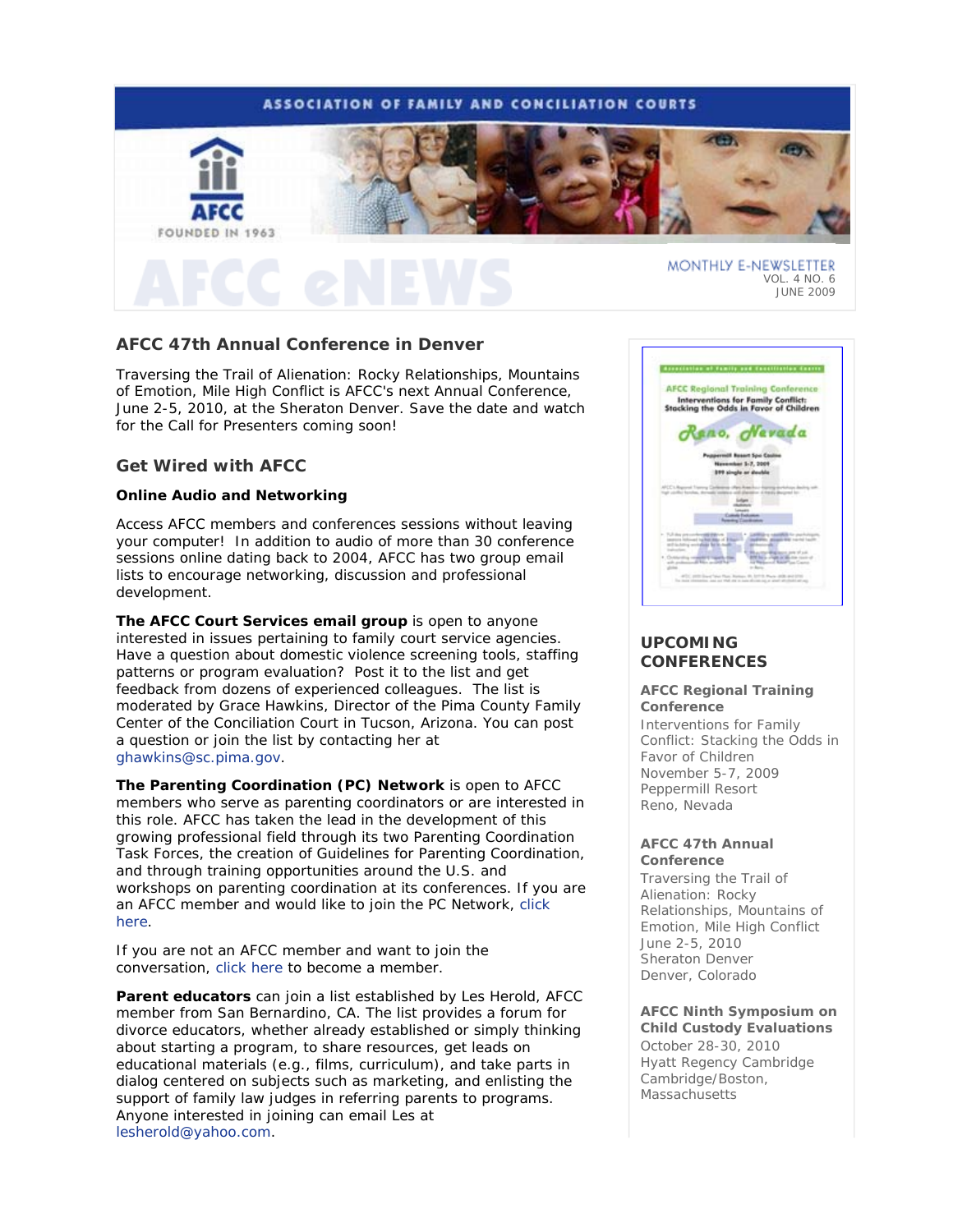ASSOCIATION OF FAMILY AND CONCILIATION COURTS

AFCC

FOUNDED IN 1963

# AFCC eNEWS

MONTHLY E-NEWSLETTER
VOL. 4 NO. 6
JUNE 2009

## AFCC 47th Annual Conference in Denver

Traversing the Trail of Alienation: Rocky Relationships, Mountains of Emotion, Mile High Conflict is AFCC's next Annual Conference, June 2-5, 2010, at the Sheraton Denver. Save the date and watch for the Call for Presenters coming soon!

## Get Wired with AFCC

**Online Audio and Networking**

Access AFCC members and conferences sessions without leaving your computer! In addition to audio of more than 30 conference sessions online dating back to 2004, AFCC has two group email lists to encourage networking, discussion and professional development.

**The AFCC Court Services email group** is open to anyone interested in issues pertaining to family court service agencies. Have a question about domestic violence screening tools, staffing patterns or program evaluation? Post it to the list and get feedback from dozens of experienced colleagues. The list is moderated by Grace Hawkins, Director of the Pima County Family Center of the Conciliation Court in Tucson, Arizona. You can post a question or join the list by contacting her at ghawkins@sc.pima.gov.

**The Parenting Coordination (PC) Network** is open to AFCC members who serve as parenting coordinators or are interested in this role. AFCC has taken the lead in the development of this growing professional field through its two Parenting Coordination Task Forces, the creation of Guidelines for Parenting Coordination, and through training opportunities around the U.S. and workshops on parenting coordination at its conferences. If you are an AFCC member and would like to join the PC Network, click here.

If you are not an AFCC member and want to join the conversation, click here to become a member.

**Parent educators** can join a list established by Les Herold, AFCC member from San Bernardino, CA. The list provides a forum for divorce educators, whether already established or simply thinking about starting a program, to share resources, get leads on educational materials (e.g., films, curriculum), and take parts in dialog centered on subjects such as marketing, and enlisting the support of family law judges in referring parents to programs. Anyone interested in joining can email Les at lesherold@yahoo.com.

## UPCOMING CONFERENCES

**AFCC Regional Training Conference**
Interventions for Family Conflict: Stacking the Odds in Favor of Children
November 5-7, 2009
Peppermill Resort
Reno, Nevada

**AFCC 47th Annual Conference**
Traversing the Trail of Alienation: Rocky Relationships, Mountains of Emotion, Mile High Conflict
June 2-5, 2010
Sheraton Denver
Denver, Colorado

**AFCC Ninth Symposium on Child Custody Evaluations**
October 28-30, 2010
Hyatt Regency Cambridge
Cambridge/Boston, Massachusetts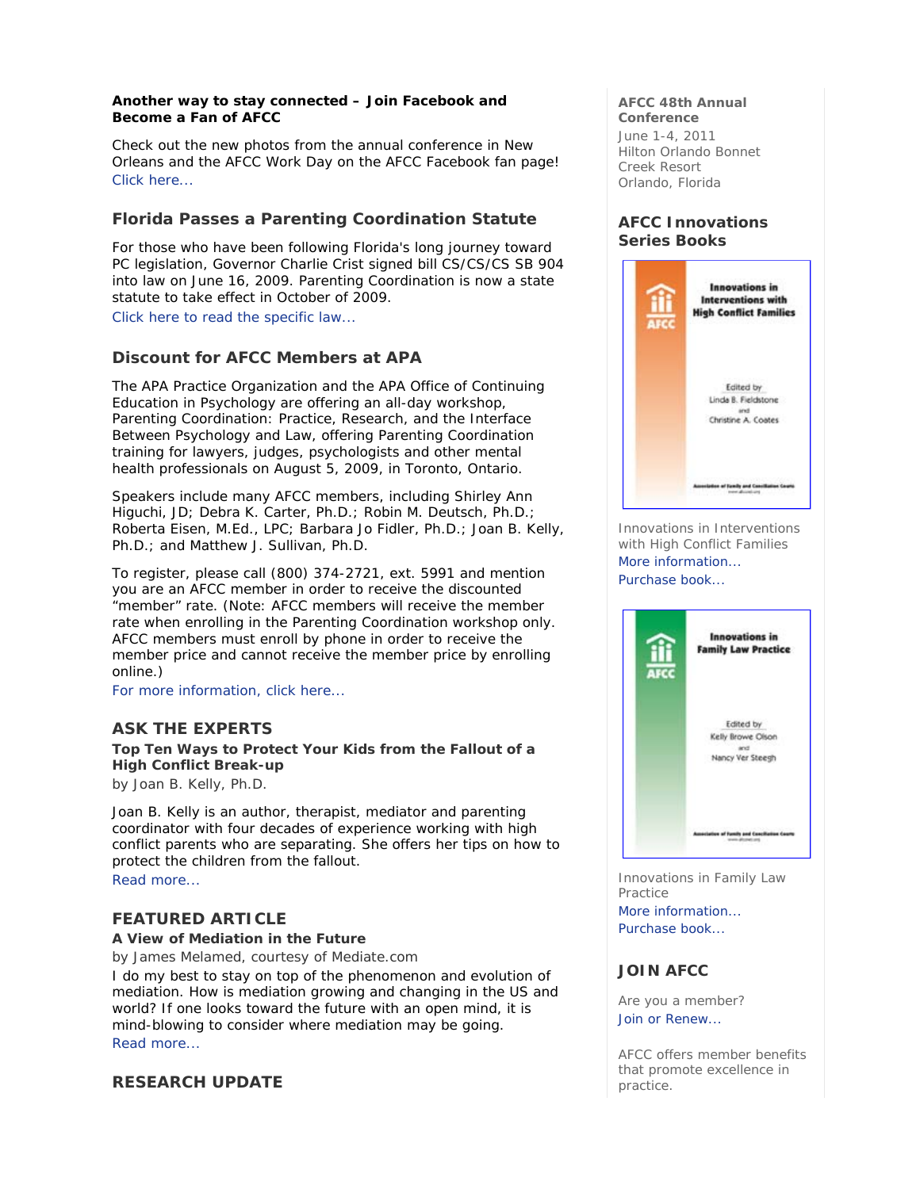**Another way to stay connected – Join Facebook and Become a Fan of AFCC**

Check out the new photos from the annual conference in New Orleans and the AFCC Work Day on the AFCC Facebook fan page!
Click here...

## Florida Passes a Parenting Coordination Statute

For those who have been following Florida's long journey toward PC legislation, Governor Charlie Crist signed bill CS/CS/CS SB 904 into law on June 16, 2009. Parenting Coordination is now a state statute to take effect in October of 2009.
Click here to read the specific law...

## Discount for AFCC Members at APA

The APA Practice Organization and the APA Office of Continuing Education in Psychology are offering an all-day workshop, Parenting Coordination: Practice, Research, and the Interface Between Psychology and Law, offering Parenting Coordination training for lawyers, judges, psychologists and other mental health professionals on August 5, 2009, in Toronto, Ontario.

Speakers include many AFCC members, including Shirley Ann Higuchi, JD; Debra K. Carter, Ph.D.; Robin M. Deutsch, Ph.D.; Roberta Eisen, M.Ed., LPC; Barbara Jo Fidler, Ph.D.; Joan B. Kelly, Ph.D.; and Matthew J. Sullivan, Ph.D.

To register, please call (800) 374-2721, ext. 5991 and mention you are an AFCC member in order to receive the discounted "member" rate. (Note: AFCC members will receive the member rate when enrolling in the Parenting Coordination workshop only. AFCC members must enroll by phone in order to receive the member price and cannot receive the member price by enrolling online.)
For more information, click here...

## ASK THE EXPERTS

**Top Ten Ways to Protect Your Kids from the Fallout of a High Conflict Break-up**
by Joan B. Kelly, Ph.D.

Joan B. Kelly is an author, therapist, mediator and parenting coordinator with four decades of experience working with high conflict parents who are separating. She offers her tips on how to protect the children from the fallout.
Read more...

## FEATURED ARTICLE

**A View of Mediation in the Future**
by James Melamed, courtesy of Mediate.com
I do my best to stay on top of the phenomenon and evolution of mediation. How is mediation growing and changing in the US and world? If one looks toward the future with an open mind, it is mind-blowing to consider where mediation may be going.
Read more...

## RESEARCH UPDATE

**AFCC 48th Annual Conference**
June 1-4, 2011
Hilton Orlando Bonnet Creek Resort
Orlando, Florida

## AFCC Innovations Series Books

Innovations in Interventions with High Conflict Families
More information...
Purchase book...

Innovations in Family Law Practice
More information...
Purchase book...

## JOIN AFCC

Are you a member?
Join or Renew...

AFCC offers member benefits that promote excellence in practice.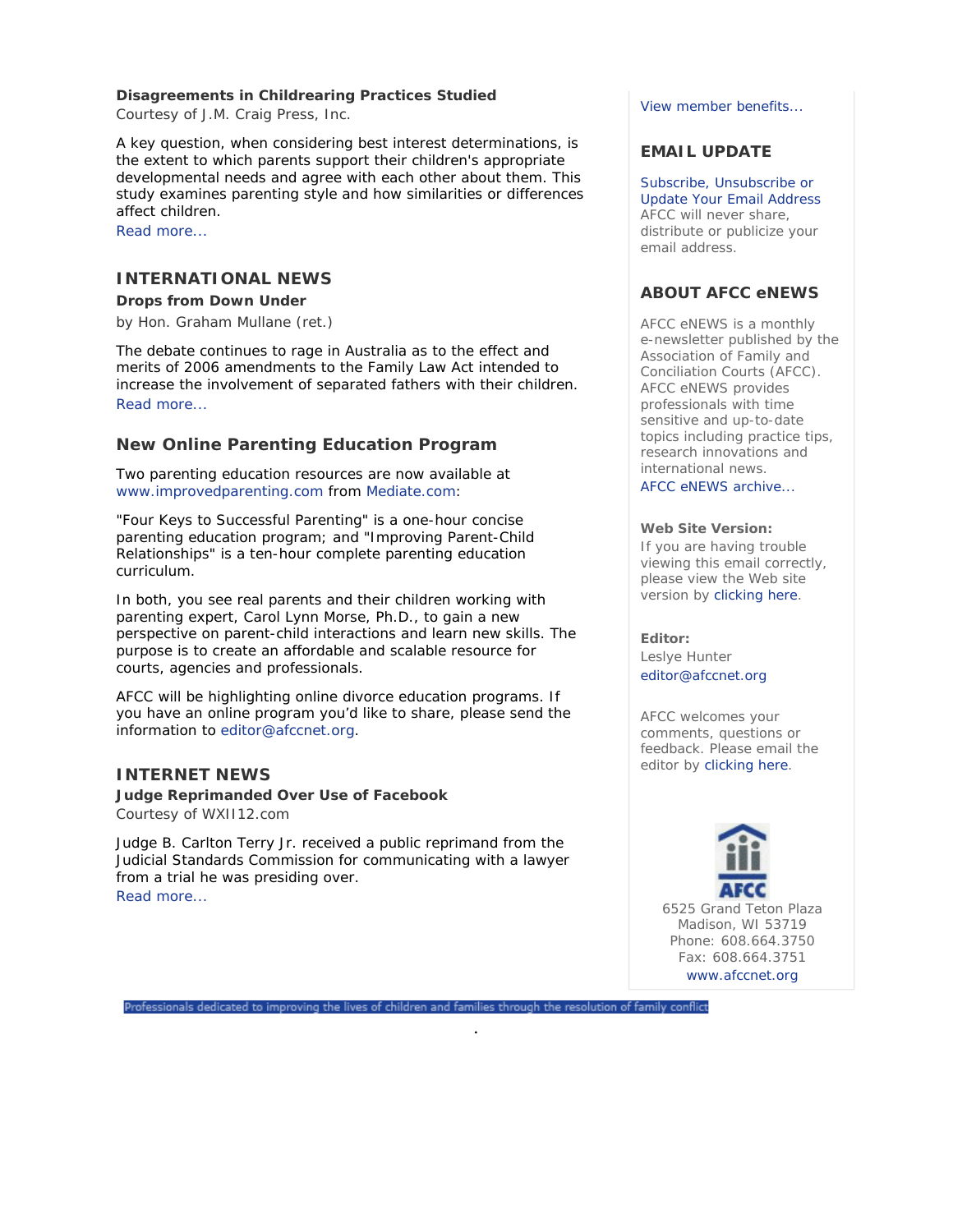**Disagreements in Childrearing Practices Studied**
Courtesy of J.M. Craig Press, Inc.

A key question, when considering best interest determinations, is the extent to which parents support their children's appropriate developmental needs and agree with each other about them. This study examines parenting style and how similarities or differences affect children.
Read more...

## INTERNATIONAL NEWS

**Drops from Down Under**
by Hon. Graham Mullane (ret.)

The debate continues to rage in Australia as to the effect and merits of 2006 amendments to the Family Law Act intended to increase the involvement of separated fathers with their children.
Read more...

## New Online Parenting Education Program

Two parenting education resources are now available at www.improvedparenting.com from Mediate.com:

"Four Keys to Successful Parenting" is a one-hour concise parenting education program; and "Improving Parent-Child Relationships" is a ten-hour complete parenting education curriculum.

In both, you see real parents and their children working with parenting expert, Carol Lynn Morse, Ph.D., to gain a new perspective on parent-child interactions and learn new skills. The purpose is to create an affordable and scalable resource for courts, agencies and professionals.

AFCC will be highlighting online divorce education programs. If you have an online program you'd like to share, please send the information to editor@afccnet.org.

## INTERNET NEWS

**Judge Reprimanded Over Use of Facebook**
Courtesy of WXII12.com

Judge B. Carlton Terry Jr. received a public reprimand from the Judicial Standards Commission for communicating with a lawyer from a trial he was presiding over.
Read more...

View member benefits...

## EMAIL UPDATE

Subscribe, Unsubscribe or Update Your Email Address
AFCC will never share, distribute or publicize your email address.

## ABOUT AFCC eNEWS

AFCC eNEWS is a monthly e-newsletter published by the Association of Family and Conciliation Courts (AFCC). AFCC eNEWS provides professionals with time sensitive and up-to-date topics including practice tips, research innovations and international news.
AFCC eNEWS archive...

**Web Site Version:**
If you are having trouble viewing this email correctly, please view the Web site version by clicking here.

**Editor:**
Leslye Hunter
editor@afccnet.org

AFCC welcomes your comments, questions or feedback. Please email the editor by clicking here.

AFCC
6525 Grand Teton Plaza
Madison, WI 53719
Phone: 608.664.3750
Fax: 608.664.3751
www.afccnet.org

Professionals dedicated to improving the lives of children and families through the resolution of family conflict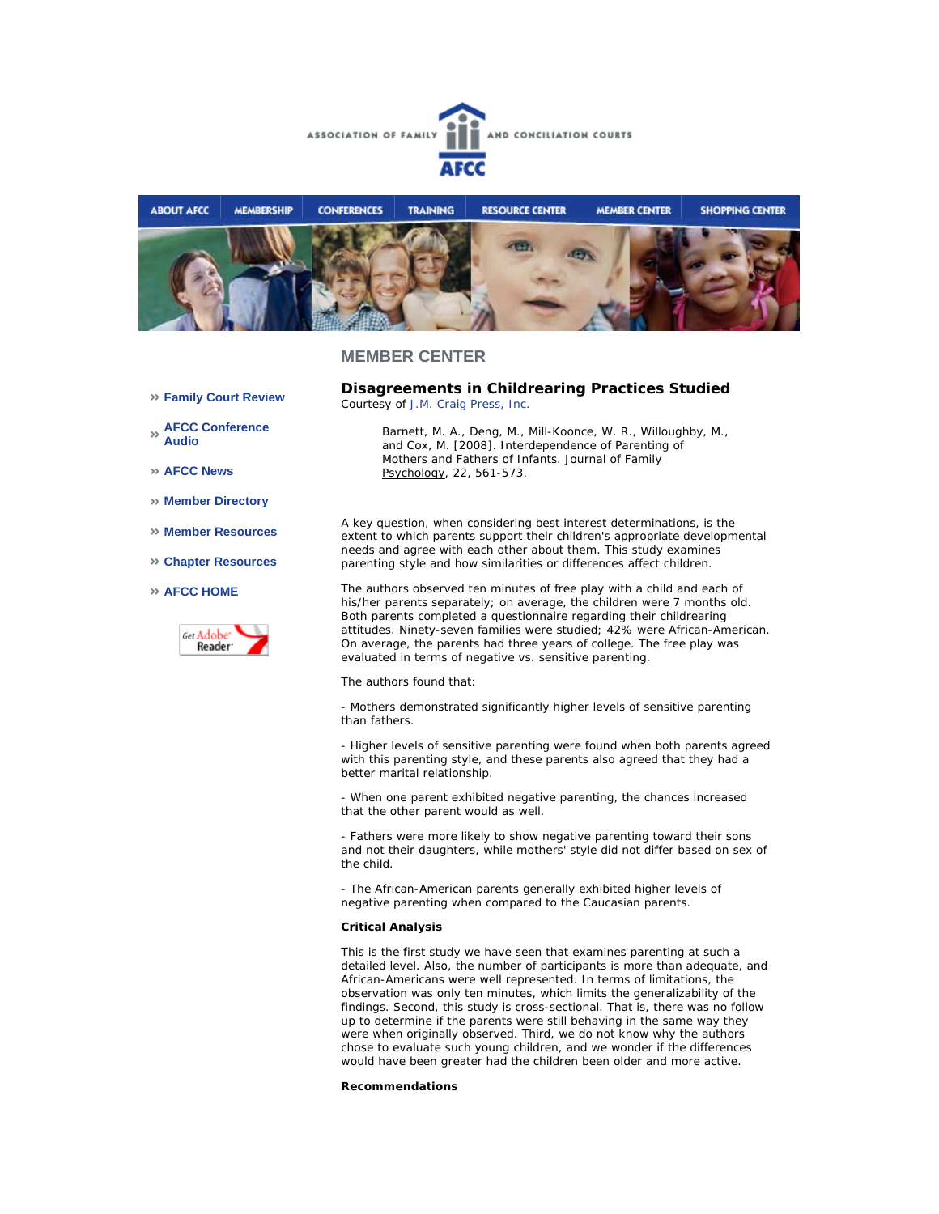# MEMBER CENTER

- » Family Court Review
- » AFCC Conference Audio
- » AFCC News
- » Member Directory
- » Member Resources
- » Chapter Resources
- » AFCC HOME

## Disagreements in Childrearing Practices Studied

Courtesy of J.M. Craig Press, Inc.

> Barnett, M. A., Deng, M., Mill-Koonce, W. R., Willoughby, M., and Cox, M. [2008]. Interdependence of Parenting of Mothers and Fathers of Infants. Journal of Family Psychology, 22, 561-573.

A key question, when considering best interest determinations, is the extent to which parents support their children's appropriate developmental needs and agree with each other about them. This study examines parenting style and how similarities or differences affect children.

The authors observed ten minutes of free play with a child and each of his/her parents separately; on average, the children were 7 months old. Both parents completed a questionnaire regarding their childrearing attitudes. Ninety-seven families were studied; 42% were African-American. On average, the parents had three years of college. The free play was evaluated in terms of negative vs. sensitive parenting.

The authors found that:

- Mothers demonstrated significantly higher levels of sensitive parenting than fathers.

- Higher levels of sensitive parenting were found when both parents agreed with this parenting style, and these parents also agreed that they had a better marital relationship.

- When one parent exhibited negative parenting, the chances increased that the other parent would as well.

- Fathers were more likely to show negative parenting toward their sons and not their daughters, while mothers' style did not differ based on sex of the child.

- The African-American parents generally exhibited higher levels of negative parenting when compared to the Caucasian parents.

**Critical Analysis**

This is the first study we have seen that examines parenting at such a detailed level. Also, the number of participants is more than adequate, and African-Americans were well represented. In terms of limitations, the observation was only ten minutes, which limits the generalizability of the findings. Second, this study is cross-sectional. That is, there was no follow up to determine if the parents were still behaving in the same way they were when originally observed. Third, we do not know why the authors chose to evaluate such young children, and we wonder if the differences would have been greater had the children been older and more active.

**Recommendations**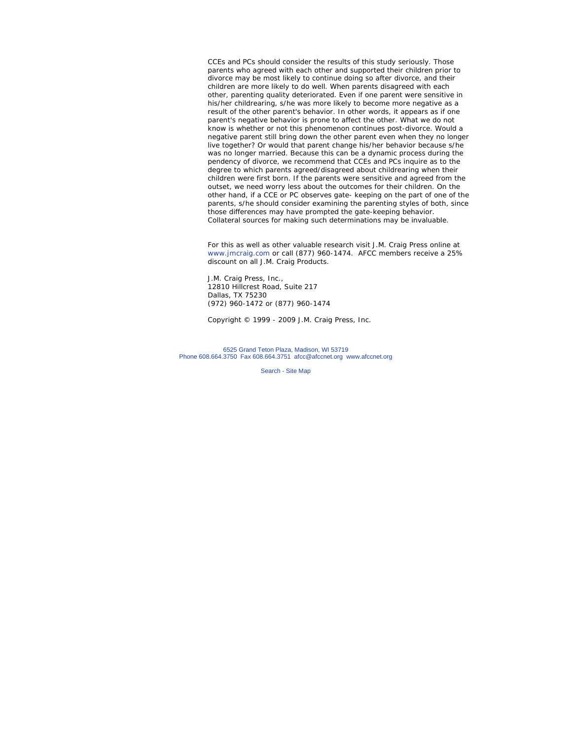CCEs and PCs should consider the results of this study seriously. Those parents who agreed with each other and supported their children prior to divorce may be most likely to continue doing so after divorce, and their children are more likely to do well. When parents disagreed with each other, parenting quality deteriorated. Even if one parent were sensitive in his/her childrearing, s/he was more likely to become more negative as a result of the other parent's behavior. In other words, it appears as if one parent's negative behavior is prone to affect the other. What we do not know is whether or not this phenomenon continues post-divorce. Would a negative parent still bring down the other parent even when they no longer live together? Or would that parent change his/her behavior because s/he was no longer married. Because this can be a dynamic process during the pendency of divorce, we recommend that CCEs and PCs inquire as to the degree to which parents agreed/disagreed about childrearing when their children were first born. If the parents were sensitive and agreed from the outset, we need worry less about the outcomes for their children. On the other hand, if a CCE or PC observes gate- keeping on the part of one of the parents, s/he should consider examining the parenting styles of both, since those differences may have prompted the gate-keeping behavior. Collateral sources for making such determinations may be invaluable.

For this as well as other valuable research visit J.M. Craig Press online at www.jmcraig.com or call (877) 960-1474. AFCC members receive a 25% discount on all J.M. Craig Products.

J.M. Craig Press, Inc.,
12810 Hillcrest Road, Suite 217
Dallas, TX 75230
(972) 960-1472 or (877) 960-1474

Copyright © 1999 - 2009 J.M. Craig Press, Inc.

6525 Grand Teton Plaza, Madison, WI 53719
Phone 608.664.3750 Fax 608.664.3751 afcc@afccnet.org www.afccnet.org

Search - Site Map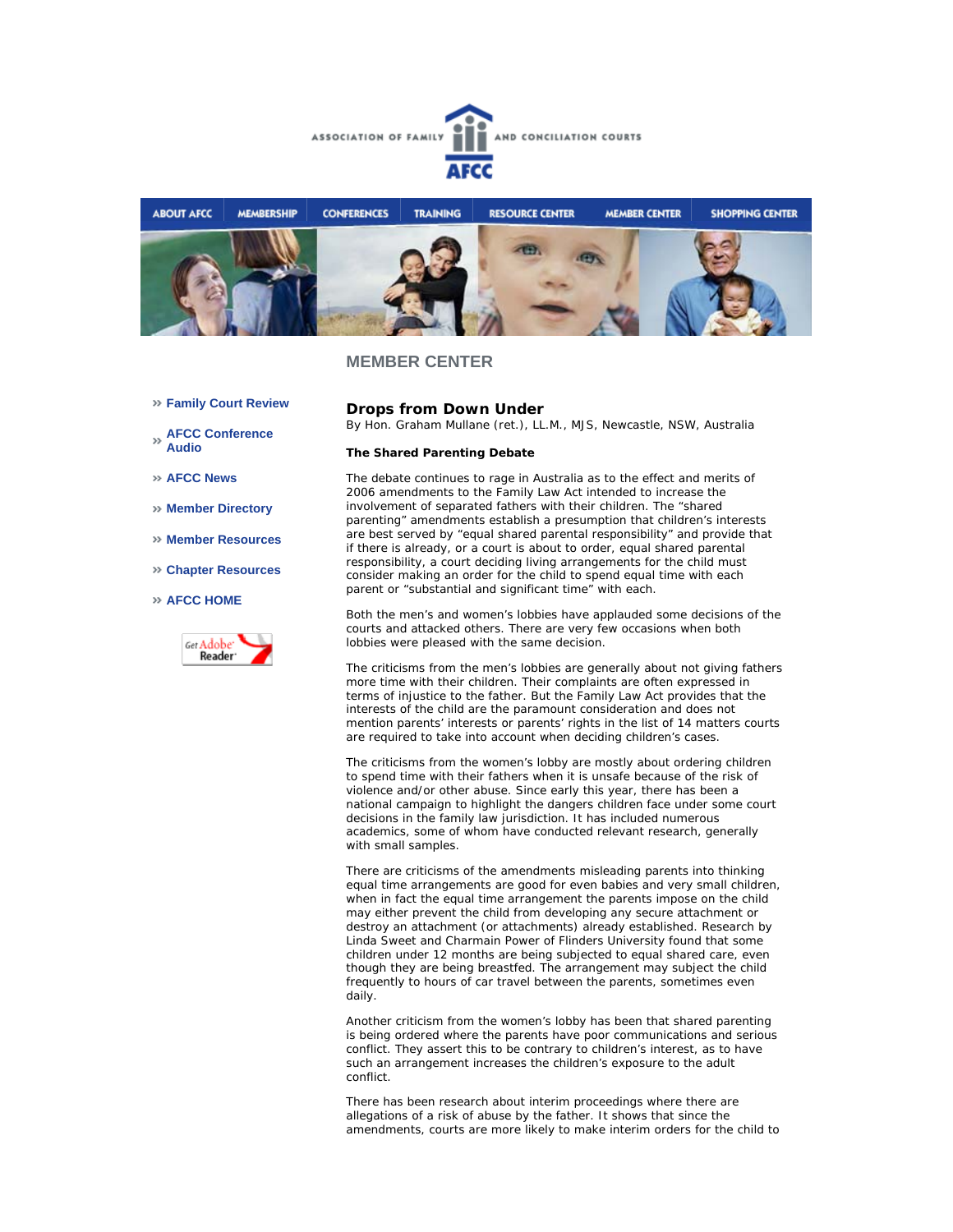## MEMBER CENTER

- » Family Court Review
- » AFCC Conference Audio
- » AFCC News
- » Member Directory
- » Member Resources
- » Chapter Resources
- » AFCC HOME

# Drops from Down Under

By Hon. Graham Mullane (ret.), LL.M., MJS, Newcastle, NSW, Australia

### The Shared Parenting Debate

The debate continues to rage in Australia as to the effect and merits of 2006 amendments to the Family Law Act intended to increase the involvement of separated fathers with their children. The "shared parenting" amendments establish a presumption that children's interests are best served by "equal shared parental responsibility" and provide that if there is already, or a court is about to order, equal shared parental responsibility, a court deciding living arrangements for the child must consider making an order for the child to spend equal time with each parent or "substantial and significant time" with each.

Both the men's and women's lobbies have applauded some decisions of the courts and attacked others. There are very few occasions when both lobbies were pleased with the same decision.

The criticisms from the men's lobbies are generally about not giving fathers more time with their children. Their complaints are often expressed in terms of injustice to the father. But the Family Law Act provides that the interests of the child are the paramount consideration and does not mention parents' interests or parents' rights in the list of 14 matters courts are required to take into account when deciding children's cases.

The criticisms from the women's lobby are mostly about ordering children to spend time with their fathers when it is unsafe because of the risk of violence and/or other abuse. Since early this year, there has been a national campaign to highlight the dangers children face under some court decisions in the family law jurisdiction. It has included numerous academics, some of whom have conducted relevant research, generally with small samples.

There are criticisms of the amendments misleading parents into thinking equal time arrangements are good for even babies and very small children, when in fact the equal time arrangement the parents impose on the child may either prevent the child from developing any secure attachment or destroy an attachment (or attachments) already established. Research by Linda Sweet and Charmain Power of Flinders University found that some children under 12 months are being subjected to equal shared care, even though they are being breastfed. The arrangement may subject the child frequently to hours of car travel between the parents, sometimes even daily.

Another criticism from the women's lobby has been that shared parenting is being ordered where the parents have poor communications and serious conflict. They assert this to be contrary to children's interest, as to have such an arrangement increases the children's exposure to the adult conflict.

There has been research about interim proceedings where there are allegations of a risk of abuse by the father. It shows that since the amendments, courts are more likely to make interim orders for the child to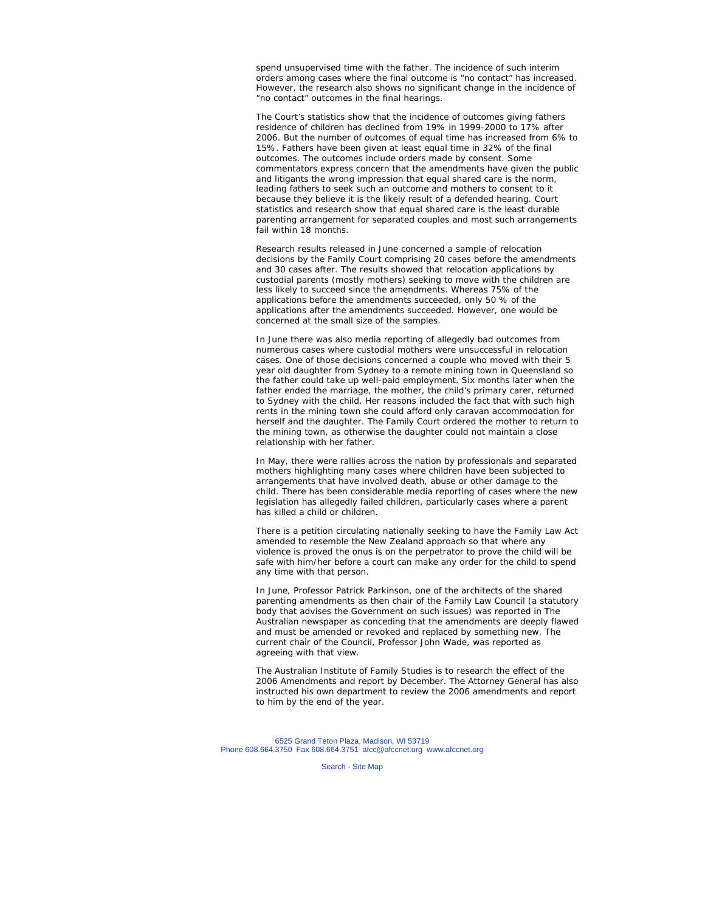spend unsupervised time with the father. The incidence of such interim orders among cases where the final outcome is "no contact" has increased. However, the research also shows no significant change in the incidence of "no contact" outcomes in the final hearings.

The Court's statistics show that the incidence of outcomes giving fathers residence of children has declined from 19% in 1999-2000 to 17% after 2006. But the number of outcomes of equal time has increased from 6% to 15%. Fathers have been given at least equal time in 32% of the final outcomes. The outcomes include orders made by consent. Some commentators express concern that the amendments have given the public and litigants the wrong impression that equal shared care is the norm, leading fathers to seek such an outcome and mothers to consent to it because they believe it is the likely result of a defended hearing. Court statistics and research show that equal shared care is the least durable parenting arrangement for separated couples and most such arrangements fail within 18 months.

Research results released in June concerned a sample of relocation decisions by the Family Court comprising 20 cases before the amendments and 30 cases after. The results showed that relocation applications by custodial parents (mostly mothers) seeking to move with the children are less likely to succeed since the amendments. Whereas 75% of the applications before the amendments succeeded, only 50 % of the applications after the amendments succeeded. However, one would be concerned at the small size of the samples.

In June there was also media reporting of allegedly bad outcomes from numerous cases where custodial mothers were unsuccessful in relocation cases. One of those decisions concerned a couple who moved with their 5 year old daughter from Sydney to a remote mining town in Queensland so the father could take up well-paid employment. Six months later when the father ended the marriage, the mother, the child's primary carer, returned to Sydney with the child. Her reasons included the fact that with such high rents in the mining town she could afford only caravan accommodation for herself and the daughter. The Family Court ordered the mother to return to the mining town, as otherwise the daughter could not maintain a close relationship with her father.

In May, there were rallies across the nation by professionals and separated mothers highlighting many cases where children have been subjected to arrangements that have involved death, abuse or other damage to the child. There has been considerable media reporting of cases where the new legislation has allegedly failed children, particularly cases where a parent has killed a child or children.

There is a petition circulating nationally seeking to have the Family Law Act amended to resemble the New Zealand approach so that where any violence is proved the onus is on the perpetrator to prove the child will be safe with him/her before a court can make any order for the child to spend any time with that person.

In June, Professor Patrick Parkinson, one of the architects of the shared parenting amendments as then chair of the Family Law Council (a statutory body that advises the Government on such issues) was reported in The Australian newspaper as conceding that the amendments are deeply flawed and must be amended or revoked and replaced by something new. The current chair of the Council, Professor John Wade, was reported as agreeing with that view.

The Australian Institute of Family Studies is to research the effect of the 2006 Amendments and report by December. The Attorney General has also instructed his own department to review the 2006 amendments and report to him by the end of the year.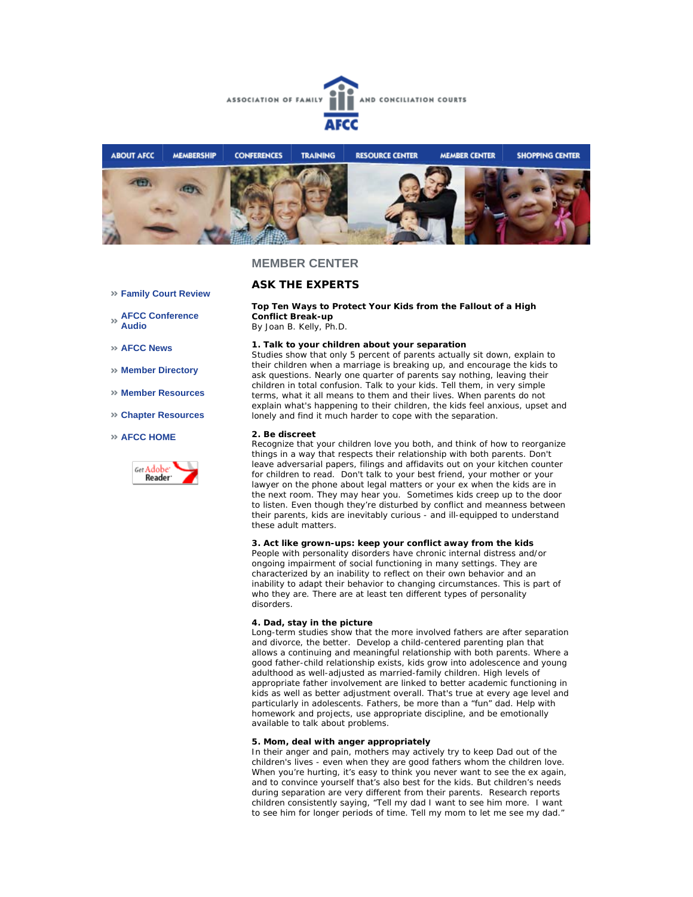ASSOCIATION OF FAMILY AND CONCILIATION COURTS

AFCC

ABOUT AFCC | MEMBERSHIP | CONFERENCES | TRAINING | RESOURCE CENTER | MEMBER CENTER | SHOPPING CENTER

- » Family Court Review
- » AFCC Conference Audio
- » AFCC News
- » Member Directory
- » Member Resources
- » Chapter Resources
- » AFCC HOME

Get Adobe Reader

## MEMBER CENTER

## ASK THE EXPERTS

**Top Ten Ways to Protect Your Kids from the Fallout of a High Conflict Break-up**

By Joan B. Kelly, Ph.D.

**1. Talk to your children about your separation**

Studies show that only 5 percent of parents actually sit down, explain to their children when a marriage is breaking up, and encourage the kids to ask questions. Nearly one quarter of parents say nothing, leaving their children in total confusion. Talk to your kids. Tell them, in very simple terms, what it all means to them and their lives. When parents do not explain what's happening to their children, the kids feel anxious, upset and lonely and find it much harder to cope with the separation.

**2. Be discreet**

Recognize that your children love you both, and think of how to reorganize things in a way that respects their relationship with both parents. Don't leave adversarial papers, filings and affidavits out on your kitchen counter for children to read. Don't talk to your best friend, your mother or your lawyer on the phone about legal matters or your ex when the kids are in the next room. They may hear you. Sometimes kids creep up to the door to listen. Even though they're disturbed by conflict and meanness between their parents, kids are inevitably curious - and ill-equipped to understand these adult matters.

**3. Act like grown-ups: keep your conflict away from the kids**

People with personality disorders have chronic internal distress and/or ongoing impairment of social functioning in many settings. They are characterized by an inability to reflect on their own behavior and an inability to adapt their behavior to changing circumstances. This is part of who they are. There are at least ten different types of personality disorders.

**4. Dad, stay in the picture**

Long-term studies show that the more involved fathers are after separation and divorce, the better. Develop a child-centered parenting plan that allows a continuing and meaningful relationship with both parents. Where a good father-child relationship exists, kids grow into adolescence and young adulthood as well-adjusted as married-family children. High levels of appropriate father involvement are linked to better academic functioning in kids as well as better adjustment overall. That's true at every age level and particularly in adolescents. Fathers, be more than a "fun" dad. Help with homework and projects, use appropriate discipline, and be emotionally available to talk about problems.

**5. Mom, deal with anger appropriately**

In their anger and pain, mothers may actively try to keep Dad out of the children's lives - even when they are good fathers whom the children love. When you're hurting, it's easy to think you never want to see the ex again, and to convince yourself that's also best for the kids. But children's needs during separation are very different from their parents. Research reports children consistently saying, "Tell my dad I want to see him more. I want to see him for longer periods of time. Tell my mom to let me see my dad."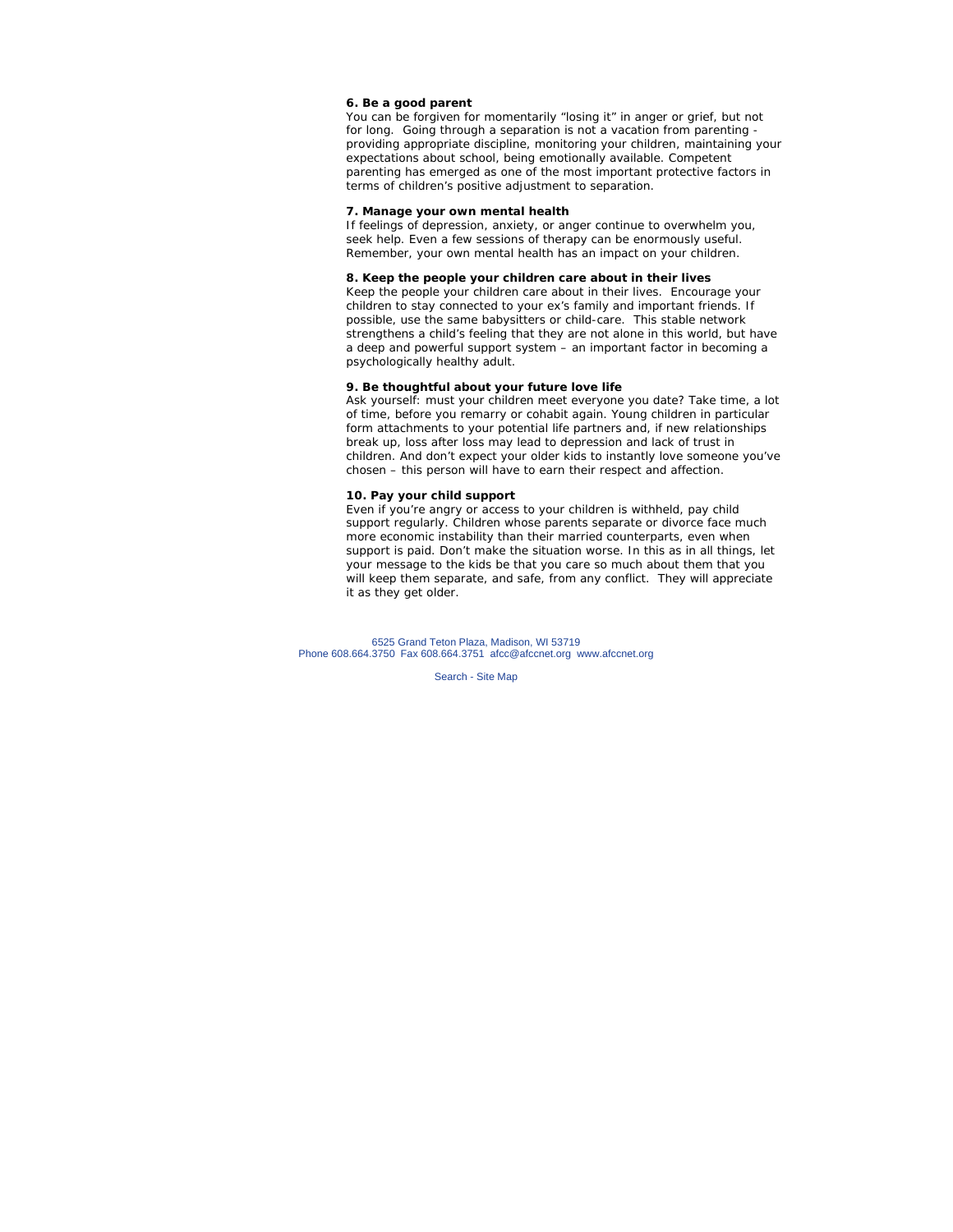**6. Be a good parent**

You can be forgiven for momentarily "losing it" in anger or grief, but not for long. Going through a separation is not a vacation from parenting - providing appropriate discipline, monitoring your children, maintaining your expectations about school, being emotionally available. Competent parenting has emerged as one of the most important protective factors in terms of children's positive adjustment to separation.

**7. Manage your own mental health**

If feelings of depression, anxiety, or anger continue to overwhelm you, seek help. Even a few sessions of therapy can be enormously useful. Remember, your own mental health has an impact on your children.

**8. Keep the people your children care about in their lives**

Keep the people your children care about in their lives. Encourage your children to stay connected to your ex's family and important friends. If possible, use the same babysitters or child-care. This stable network strengthens a child's feeling that they are not alone in this world, but have a deep and powerful support system – an important factor in becoming a psychologically healthy adult.

**9. Be thoughtful about your future love life**

Ask yourself: must your children meet everyone you date? Take time, a lot of time, before you remarry or cohabit again. Young children in particular form attachments to your potential life partners and, if new relationships break up, loss after loss may lead to depression and lack of trust in children. And don't expect your older kids to instantly love someone you've chosen – this person will have to earn their respect and affection.

**10. Pay your child support**

Even if you're angry or access to your children is withheld, pay child support regularly. Children whose parents separate or divorce face much more economic instability than their married counterparts, even when support is paid. Don't make the situation worse. In this as in all things, let your message to the kids be that you care so much about them that you will keep them separate, and safe, from any conflict. They will appreciate it as they get older.

6525 Grand Teton Plaza, Madison, WI 53719
Phone 608.664.3750 Fax 608.664.3751 afcc@afccnet.org www.afccnet.org

Search - Site Map